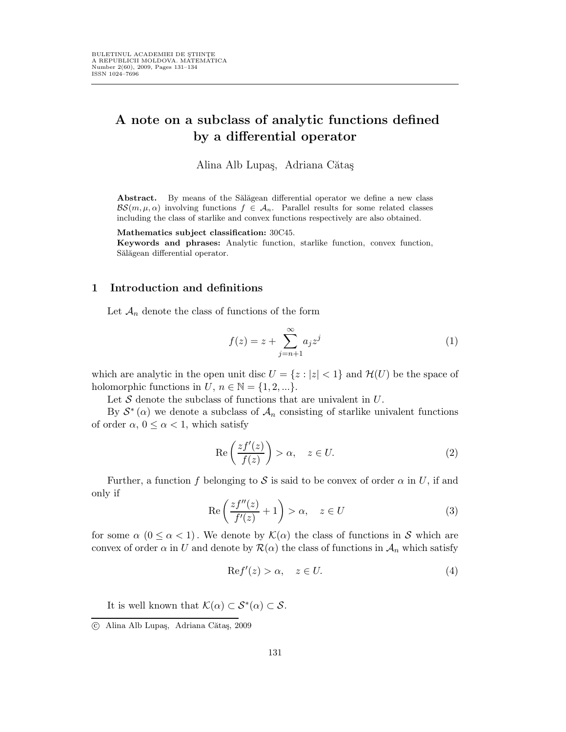# A note on a subclass of analytic functions defined by a differential operator

Alina Alb Lupaş, Adriana Cătaş

**Abstract.** By means of the Sălăgean differential operator we define a new class $\mathcal{BS}(m, \mu, \alpha)$ involving functions $f \in \mathcal{A}_n$. Parallel results for some related classes including the class of starlike and convex functions respectively are also obtained.

**Mathematics subject classification:** 30C45.

**Keywords and phrases:** Analytic function, starlike function, convex function, Sălăgean differential operator.

## 1 Introduction and definitions

Let $\mathcal{A}_n$ denote the class of functions of the form

$$f(z) = z + \sum_{j=n+1}^{\infty} a_j z^j \tag{1}$$

which are analytic in the open unit disc $U = \{z : |z| < 1\}$ and $\mathcal{H}(U)$ be the space of holomorphic functions in $U$, $n \in \mathbb{N} = \{1, 2, ...\}$.

Let $\mathcal{S}$ denote the subclass of functions that are univalent in $U$.

By $\mathcal{S}^*(\alpha)$ we denote a subclass of $\mathcal{A}_n$ consisting of starlike univalent functions of order $\alpha$, $0 \leq \alpha < 1$, which satisfy

$$\mathrm{Re}\left(\frac{zf'(z)}{f(z)}\right) > \alpha, \quad z \in U. \tag{2}$$

Further, a function $f$ belonging to $\mathcal{S}$ is said to be convex of order $\alpha$ in $U$, if and only if

$$\mathrm{Re}\left(\frac{zf''(z)}{f'(z)} + 1\right) > \alpha, \quad z \in U \tag{3}$$

for some $\alpha$ $(0 \leq \alpha < 1)$. We denote by $\mathcal{K}(\alpha)$ the class of functions in $\mathcal{S}$ which are convex of order $\alpha$ in $U$ and denote by $\mathcal{R}(\alpha)$ the class of functions in $\mathcal{A}_n$ which satisfy

$$\mathrm{Re} f'(z) > \alpha, \quad z \in U. \tag{4}$$

It is well known that $\mathcal{K}(\alpha) \subset \mathcal{S}^*(\alpha) \subset \mathcal{S}$.

---

© Alina Alb Lupaş, Adriana Cătaş, 2009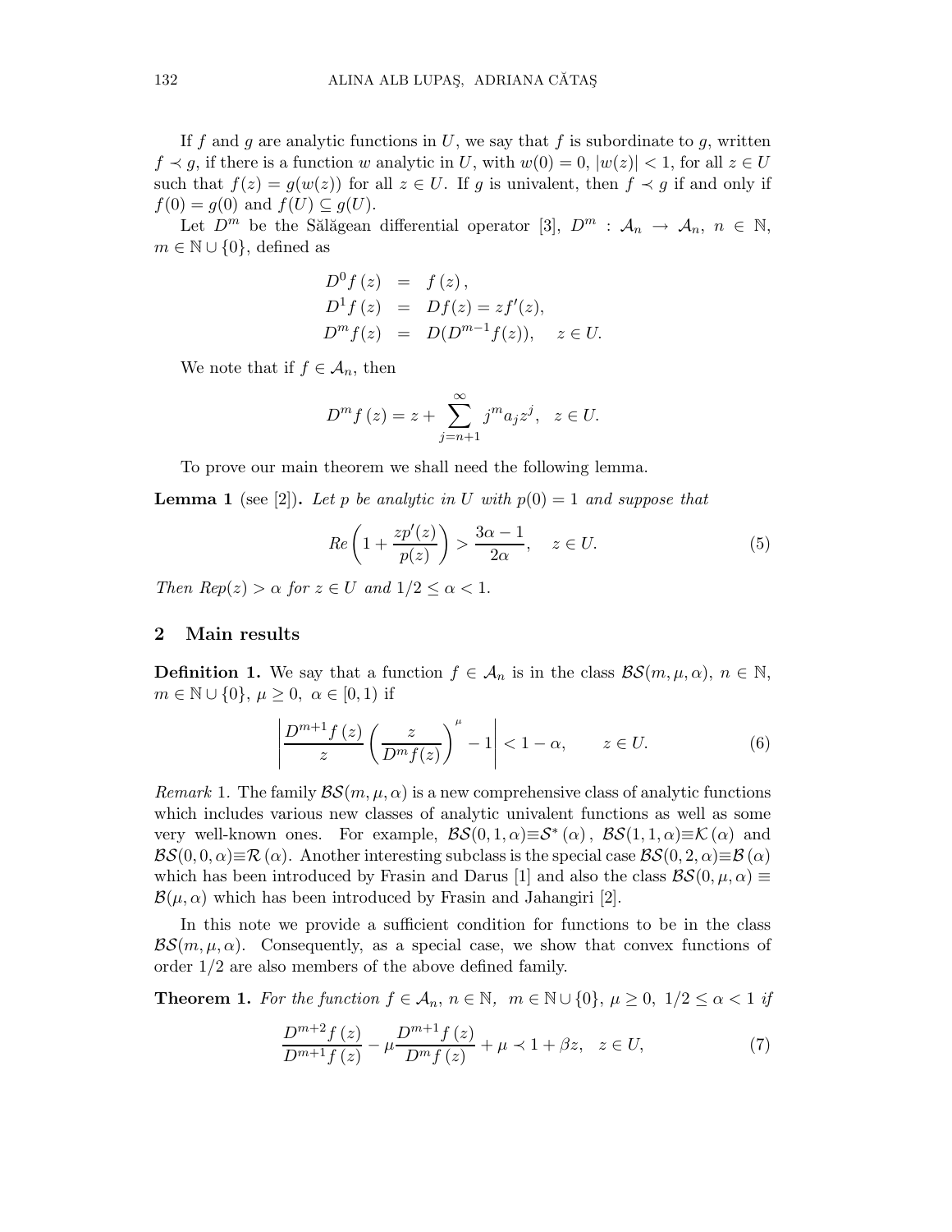If $f$ and $g$ are analytic functions in $U$, we say that $f$ is subordinate to $g$, written $f \prec g$, if there is a function $w$ analytic in $U$, with $w(0) = 0$, $|w(z)| < 1$, for all $z \in U$ such that $f(z) = g(w(z))$ for all $z \in U$. If $g$ is univalent, then $f \prec g$ if and only if $f(0) = g(0)$ and $f(U) \subseteq g(U)$.

Let $D^m$ be the Sălăgean differential operator [3], $D^m : \mathcal{A}_n \to \mathcal{A}_n$, $n \in \mathbb{N}$, $m \in \mathbb{N} \cup \{0\}$, defined as

$$
\begin{aligned}
D^0 f(z) &= f(z), \\
D^1 f(z) &= Df(z) = zf'(z), \\
D^m f(z) &= D(D^{m-1} f(z)), \quad z \in U.
\end{aligned}
$$

We note that if $f \in \mathcal{A}_n$, then

$$
D^m f(z) = z + \sum_{j=n+1}^{\infty} j^m a_j z^j, \quad z \in U.
$$

To prove our main theorem we shall need the following lemma.

**Lemma 1** (see [2]). *Let $p$ be analytic in $U$ with $p(0) = 1$ and suppose that*

$$
Re\left(1 + \frac{zp'(z)}{p(z)}\right) > \frac{3\alpha - 1}{2\alpha}, \quad z \in U. \tag{5}
$$

*Then $Re p(z) > \alpha$ for $z \in U$ and $1/2 \leq \alpha < 1$.*

## 2 Main results

**Definition 1.** We say that a function $f \in \mathcal{A}_n$ is in the class $\mathcal{BS}(m, \mu, \alpha)$, $n \in \mathbb{N}$, $m \in \mathbb{N} \cup \{0\}$, $\mu \geq 0$, $\alpha \in [0, 1)$ if

$$
\left| \frac{D^{m+1} f(z)}{z} \left( \frac{z}{D^m f(z)} \right)^{\mu} - 1 \right| < 1 - \alpha, \qquad z \in U. \tag{6}
$$

*Remark* 1. The family $\mathcal{BS}(m, \mu, \alpha)$ is a new comprehensive class of analytic functions which includes various new classes of analytic univalent functions as well as some very well-known ones. For example, $\mathcal{BS}(0, 1, \alpha) \equiv \mathcal{S}^*(\alpha)$, $\mathcal{BS}(1, 1, \alpha) \equiv \mathcal{K}(\alpha)$ and $\mathcal{BS}(0, 0, \alpha) \equiv \mathcal{R}(\alpha)$. Another interesting subclass is the special case $\mathcal{BS}(0, 2, \alpha) \equiv \mathcal{B}(\alpha)$ which has been introduced by Frasin and Darus [1] and also the class $\mathcal{BS}(0, \mu, \alpha) \equiv \mathcal{B}(\mu, \alpha)$ which has been introduced by Frasin and Jahangiri [2].

In this note we provide a sufficient condition for functions to be in the class $\mathcal{BS}(m, \mu, \alpha)$. Consequently, as a special case, we show that convex functions of order $1/2$ are also members of the above defined family.

**Theorem 1.** *For the function $f \in \mathcal{A}_n$, $n \in \mathbb{N}$, $m \in \mathbb{N} \cup \{0\}$, $\mu \geq 0$, $1/2 \leq \alpha < 1$ if*

$$
\frac{D^{m+2} f(z)}{D^{m+1} f(z)} - \mu \frac{D^{m+1} f(z)}{D^m f(z)} + \mu \prec 1 + \beta z, \quad z \in U, \tag{7}
$$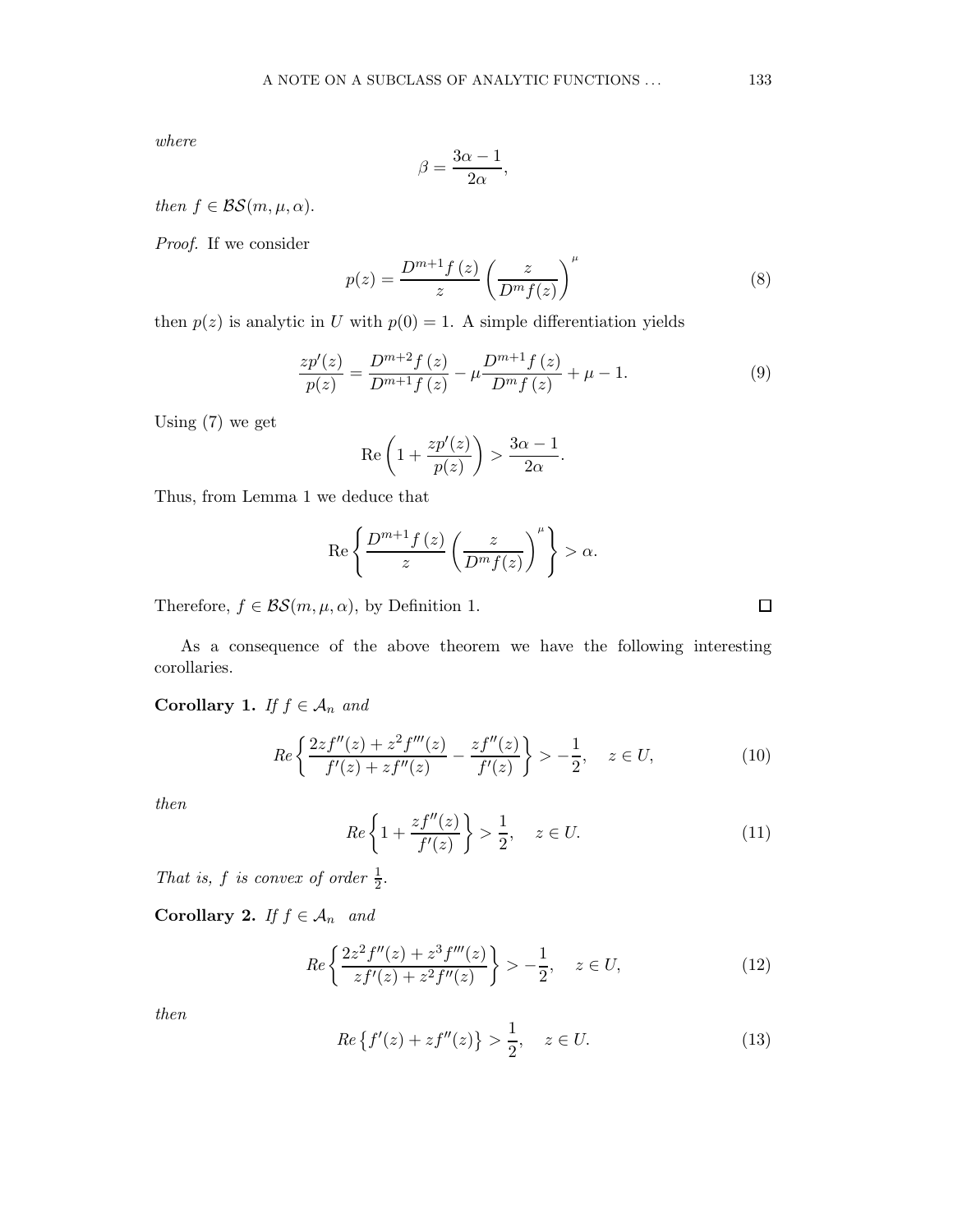*where*

$$\beta = \frac{3\alpha - 1}{2\alpha},$$

*then* $f \in \mathcal{BS}(m, \mu, \alpha)$.

*Proof.* If we consider

$$p(z) = \frac{D^{m+1}f\,(z)}{z}\left(\frac{z}{D^m f(z)}\right)^{\mu} \tag{8}$$

then $p(z)$ is analytic in $U$ with $p(0) = 1$. A simple differentiation yields

$$\frac{zp'(z)}{p(z)} = \frac{D^{m+2}f\,(z)}{D^{m+1}f\,(z)} - \mu\frac{D^{m+1}f\,(z)}{D^m f\,(z)} + \mu - 1. \tag{9}$$

Using (7) we get

$$\operatorname{Re}\left(1 + \frac{zp'(z)}{p(z)}\right) > \frac{3\alpha - 1}{2\alpha}.$$

Thus, from Lemma 1 we deduce that

$$\operatorname{Re}\left\{\frac{D^{m+1}f\,(z)}{z}\left(\frac{z}{D^m f(z)}\right)^{\mu}\right\} > \alpha.$$

Therefore, $f \in \mathcal{BS}(m, \mu, \alpha)$, by Definition 1. □

As a consequence of the above theorem we have the following interesting corollaries.

**Corollary 1.** *If* $f \in \mathcal{A}_n$ *and*

$$Re\left\{\frac{2zf''(z) + z^2 f'''(z)}{f'(z) + zf''(z)} - \frac{zf''(z)}{f'(z)}\right\} > -\frac{1}{2}, \quad z \in U, \tag{10}$$

*then*

$$Re\left\{1 + \frac{zf''(z)}{f'(z)}\right\} > \frac{1}{2}, \quad z \in U. \tag{11}$$

*That is,* $f$ *is convex of order* $\frac{1}{2}$.

**Corollary 2.** *If* $f \in \mathcal{A}_n$ *and*

$$Re\left\{\frac{2z^2 f''(z) + z^3 f'''(z)}{zf'(z) + z^2 f''(z)}\right\} > -\frac{1}{2}, \quad z \in U, \tag{12}$$

*then*

$$Re\left\{f'(z) + zf''(z)\right\} > \frac{1}{2}, \quad z \in U. \tag{13}$$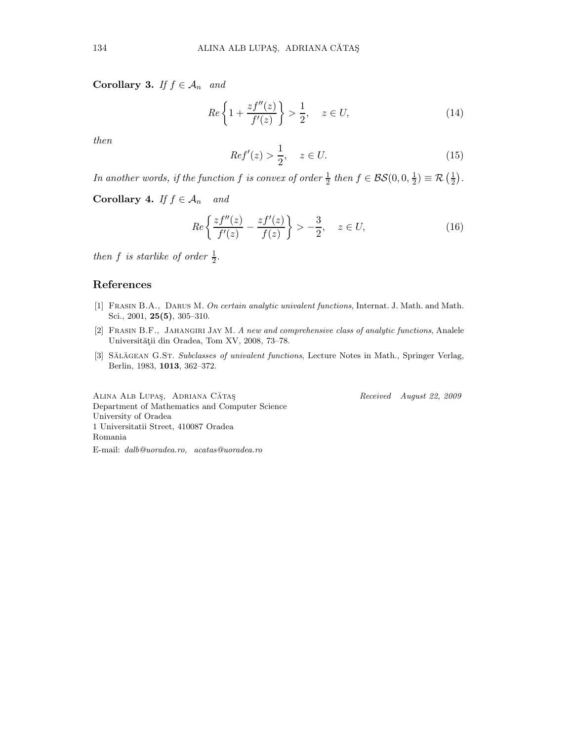**Corollary 3.** *If $f \in \mathcal{A}_n$ and*

$$Re\left\{1 + \frac{zf''(z)}{f'(z)}\right\} > \frac{1}{2}, \quad z \in U, \tag{14}$$

*then*

$$Ref'(z) > \frac{1}{2}, \quad z \in U. \tag{15}$$

*In another words, if the function $f$ is convex of order $\frac{1}{2}$ then $f \in \mathcal{BS}(0, 0, \frac{1}{2}) \equiv \mathcal{R}\left(\frac{1}{2}\right)$.*

**Corollary 4.** *If $f \in \mathcal{A}_n$ and*

$$Re\left\{\frac{zf''(z)}{f'(z)} - \frac{zf'(z)}{f(z)}\right\} > -\frac{3}{2}, \quad z \in U, \tag{16}$$

*then $f$ is starlike of order $\frac{1}{2}$.*

## References

[1] Frasin B.A., Darus M. *On certain analytic univalent functions*, Internat. J. Math. and Math. Sci., 2001, **25(5)**, 305–310.

[2] Frasin B.F., Jahangiri Jay M. *A new and comprehensive class of analytic functions*, Analele Universităţii din Oradea, Tom XV, 2008, 73–78.

[3] Sălăgean G.St. *Subclasses of univalent functions*, Lecture Notes in Math., Springer Verlag, Berlin, 1983, **1013**, 362–372.

Alina Alb Lupaş, Adriana Cătaş
Department of Mathematics and Computer Science
University of Oradea
1 Universitatii Street, 410087 Oradea
Romania
E-mail: *dalb@uoradea.ro, acatas@uoradea.ro*

*Received August 22, 2009*